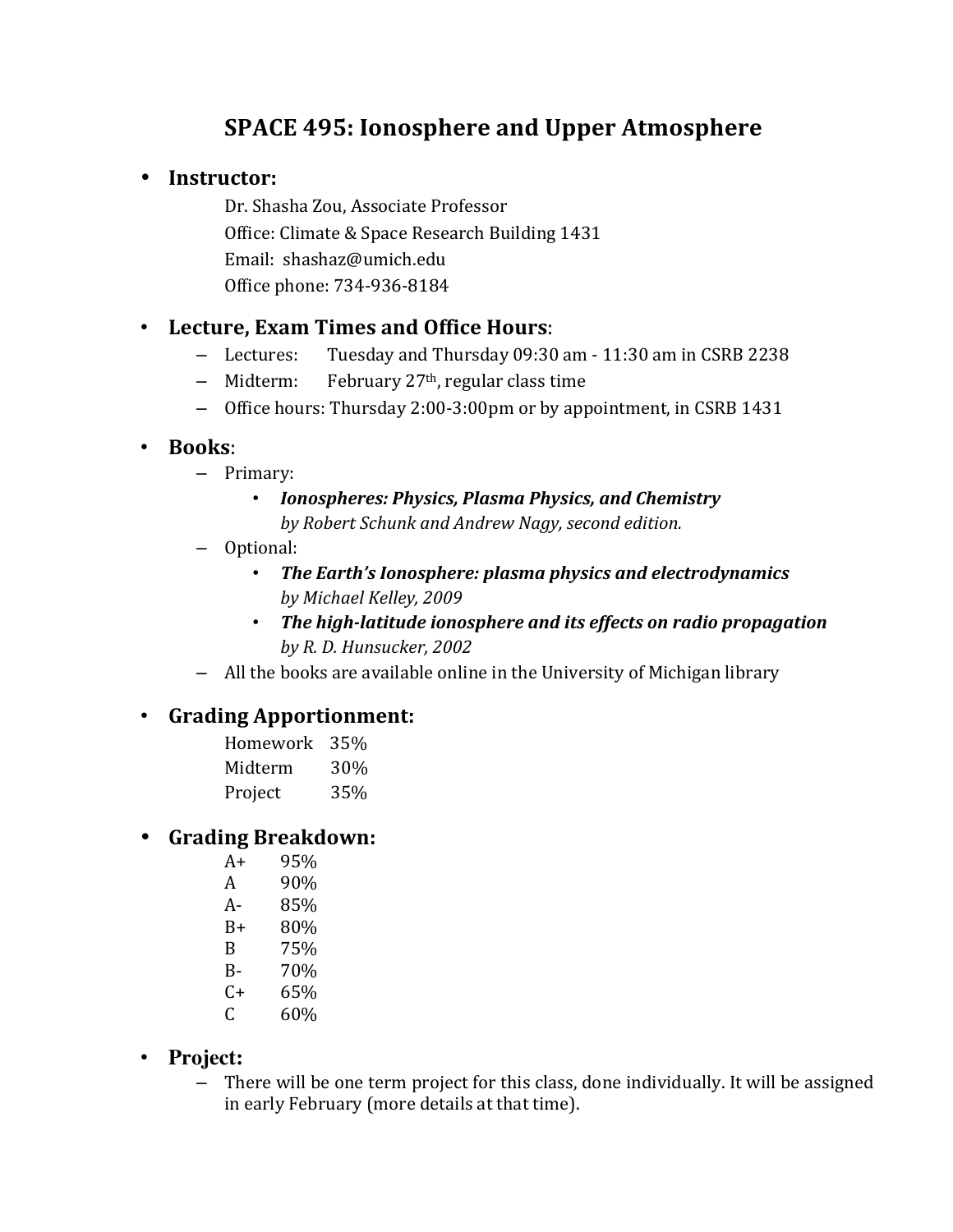# SPACE 495: Ionosphere and Upper Atmosphere

- **Instructor:**

  Dr. Shasha Zou, Associate Professor
  Office: Climate & Space Research Building 1431
  Email: shashaz@umich.edu
  Office phone: 734-936-8184

- **Lecture, Exam Times and Office Hours**:
  - Lectures: Tuesday and Thursday 09:30 am - 11:30 am in CSRB 2238
  - Midterm: February 27th, regular class time
  - Office hours: Thursday 2:00-3:00pm or by appointment, in CSRB 1431

- **Books**:
  - Primary:
    - ***Ionospheres: Physics, Plasma Physics, and Chemistry***
      *by Robert Schunk and Andrew Nagy, second edition.*
  - Optional:
    - ***The Earth's Ionosphere: plasma physics and electrodynamics***
      *by Michael Kelley, 2009*
    - ***The high-latitude ionosphere and its effects on radio propagation***
      *by R. D. Hunsucker, 2002*
  - All the books are available online in the University of Michigan library

- **Grading Apportionment:**

| | |
|---|---|
| Homework | 35% |
| Midterm | 30% |
| Project | 35% |

- **Grading Breakdown:**

| | |
|---|---|
| A+ | 95% |
| A | 90% |
| A- | 85% |
| B+ | 80% |
| B | 75% |
| B- | 70% |
| C+ | 65% |
| C | 60% |

- **Project:**
  - There will be one term project for this class, done individually. It will be assigned in early February (more details at that time).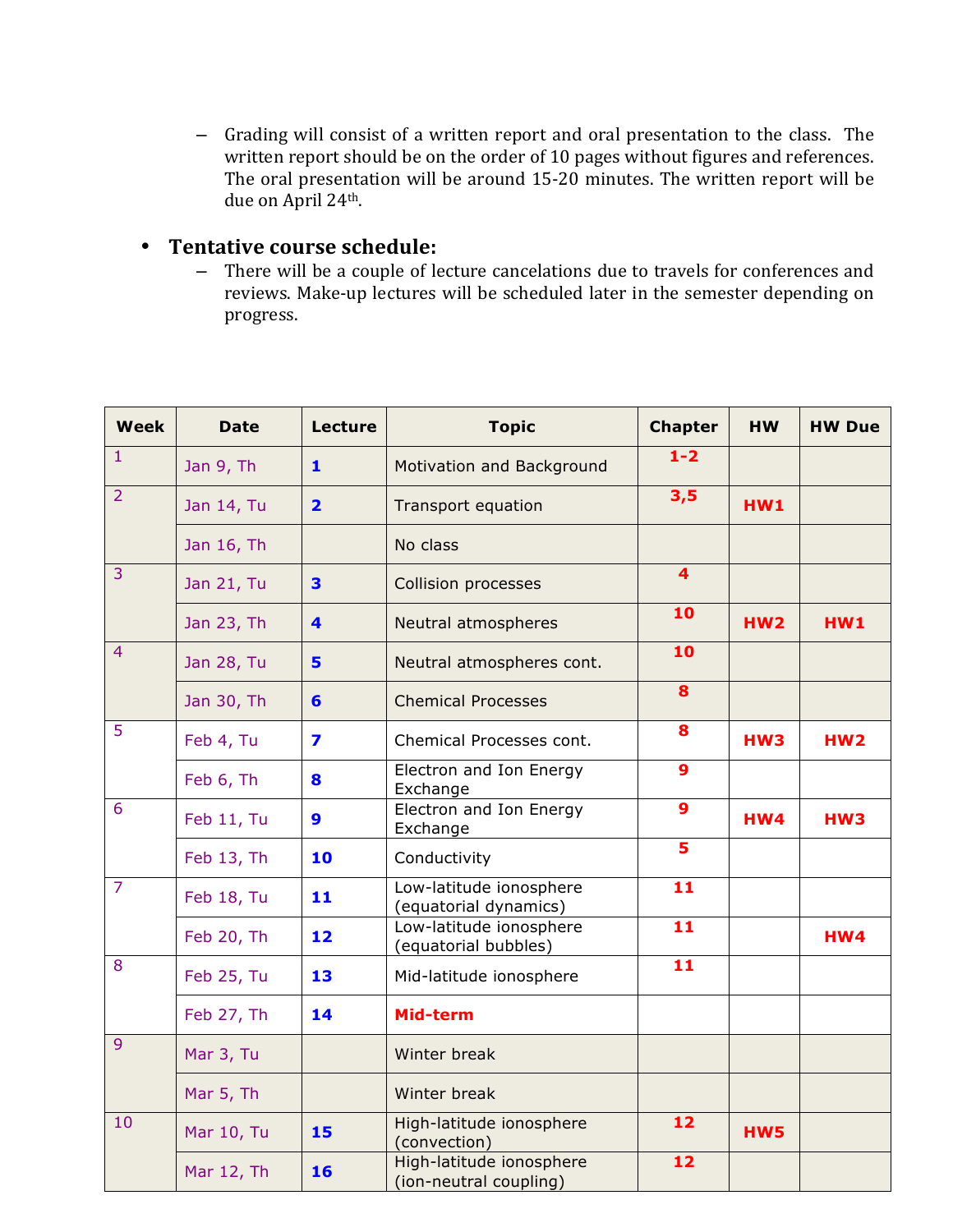- Grading will consist of a written report and oral presentation to the class. The written report should be on the order of 10 pages without figures and references. The oral presentation will be around 15-20 minutes. The written report will be due on April 24th.

- **Tentative course schedule:**
  - There will be a couple of lecture cancelations due to travels for conferences and reviews. Make-up lectures will be scheduled later in the semester depending on progress.

| Week | Date | Lecture | Topic | Chapter | HW | HW Due |
|---|---|---|---|---|---|---|
| 1 | Jan 9, Th | 1 | Motivation and Background | 1-2 | | |
| 2 | Jan 14, Tu | 2 | Transport equation | 3,5 | HW1 | |
| | Jan 16, Th | | No class | | | |
| 3 | Jan 21, Tu | 3 | Collision processes | 4 | | |
| | Jan 23, Th | 4 | Neutral atmospheres | 10 | HW2 | HW1 |
| 4 | Jan 28, Tu | 5 | Neutral atmospheres cont. | 10 | | |
| | Jan 30, Th | 6 | Chemical Processes | 8 | | |
| 5 | Feb 4, Tu | 7 | Chemical Processes cont. | 8 | HW3 | HW2 |
| | Feb 6, Th | 8 | Electron and Ion Energy Exchange | 9 | | |
| 6 | Feb 11, Tu | 9 | Electron and Ion Energy Exchange | 9 | HW4 | HW3 |
| | Feb 13, Th | 10 | Conductivity | 5 | | |
| 7 | Feb 18, Tu | 11 | Low-latitude ionosphere (equatorial dynamics) | 11 | | |
| | Feb 20, Th | 12 | Low-latitude ionosphere (equatorial bubbles) | 11 | | HW4 |
| 8 | Feb 25, Tu | 13 | Mid-latitude ionosphere | 11 | | |
| | Feb 27, Th | 14 | **Mid-term** | | | |
| 9 | Mar 3, Tu | | Winter break | | | |
| | Mar 5, Th | | Winter break | | | |
| 10 | Mar 10, Tu | 15 | High-latitude ionosphere (convection) | 12 | HW5 | |
| | Mar 12, Th | 16 | High-latitude ionosphere (ion-neutral coupling) | 12 | | |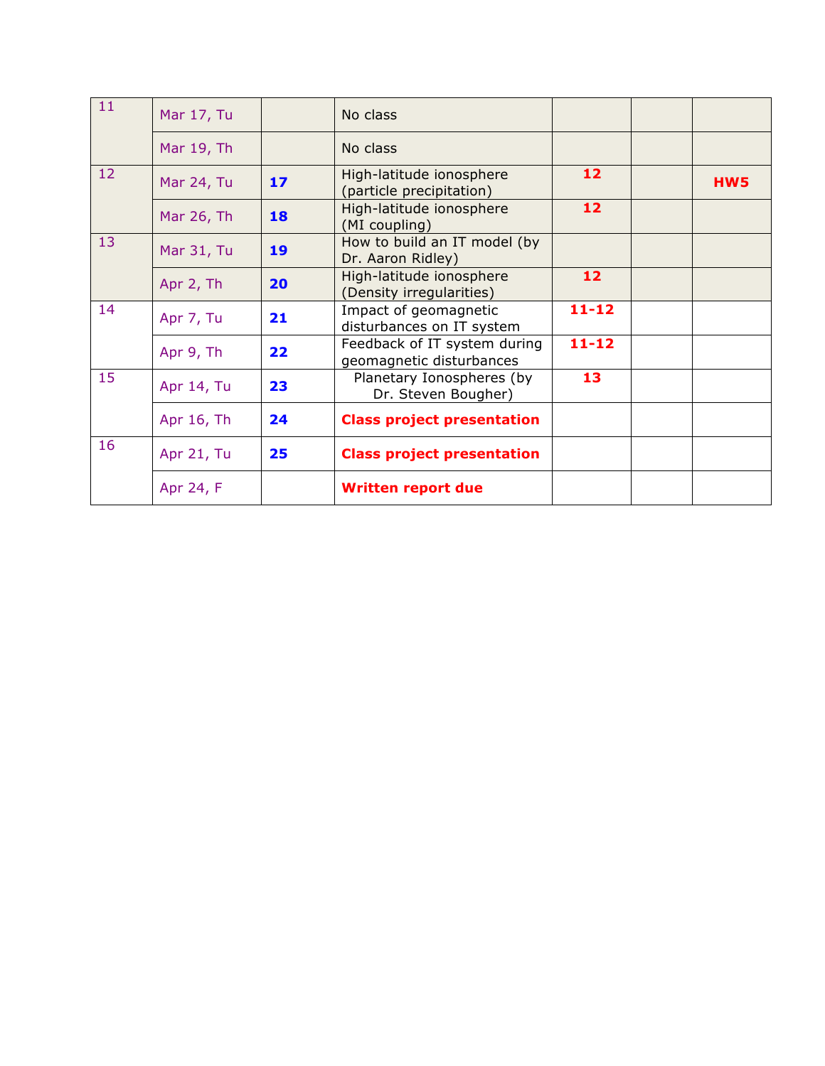| | | | | | | |
|---|---|---|---|---|---|---|
| 11 | Mar 17, Tu | | No class | | | |
| | Mar 19, Th | | No class | | | |
| 12 | Mar 24, Tu | **17** | High-latitude ionosphere (particle precipitation) | **12** | | **HW5** |
| | Mar 26, Th | **18** | High-latitude ionosphere (MI coupling) | **12** | | |
| 13 | Mar 31, Tu | **19** | How to build an IT model (by Dr. Aaron Ridley) | | | |
| | Apr 2, Th | **20** | High-latitude ionosphere (Density irregularities) | **12** | | |
| 14 | Apr 7, Tu | **21** | Impact of geomagnetic disturbances on IT system | **11-12** | | |
| | Apr 9, Th | **22** | Feedback of IT system during geomagnetic disturbances | **11-12** | | |
| 15 | Apr 14, Tu | **23** | Planetary Ionospheres (by Dr. Steven Bougher) | **13** | | |
| | Apr 16, Th | **24** | **Class project presentation** | | | |
| 16 | Apr 21, Tu | **25** | **Class project presentation** | | | |
| | Apr 24, F | | **Written report due** | | | |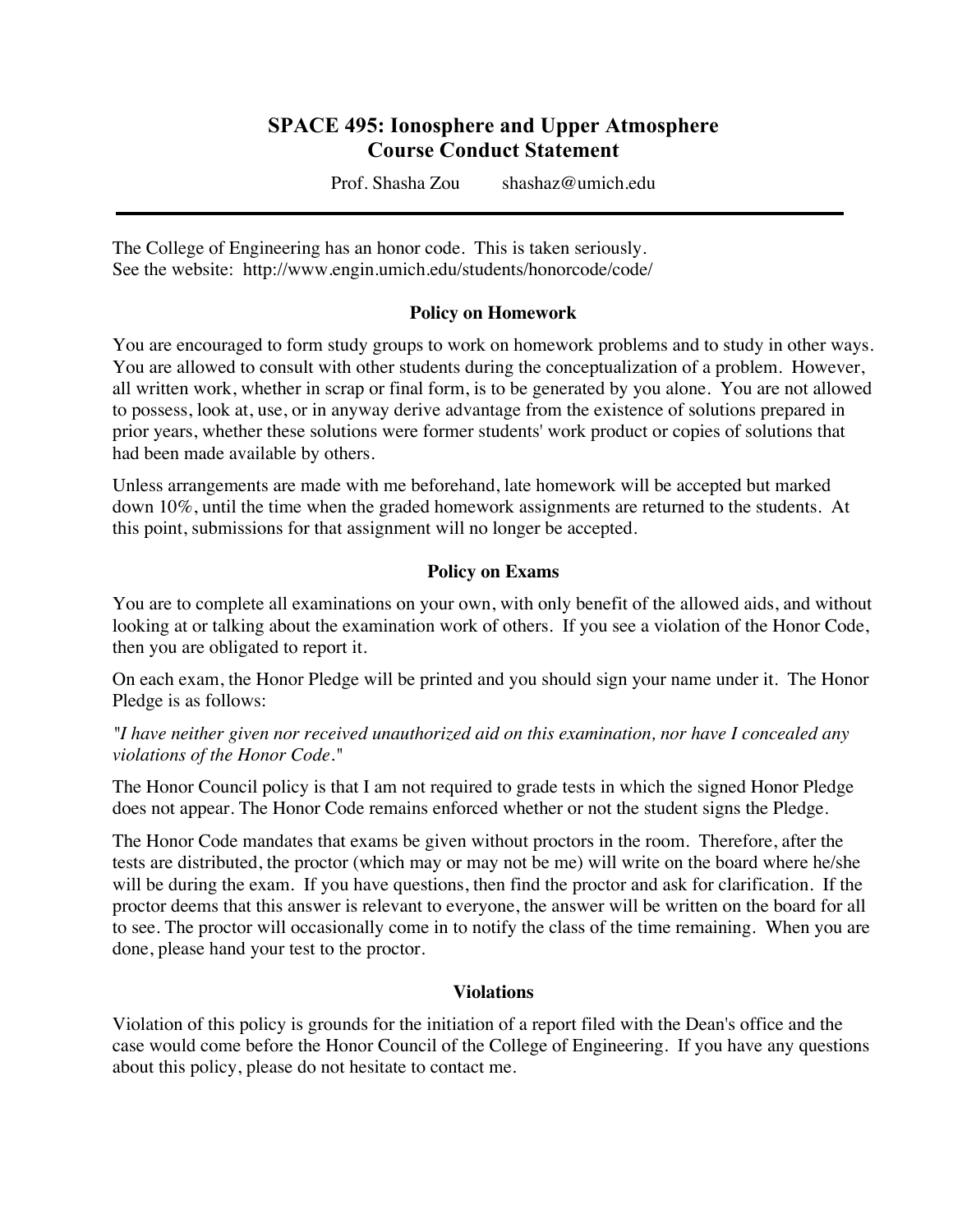# SPACE 495: Ionosphere and Upper Atmosphere
# Course Conduct Statement

Prof. Shasha Zou shashaz@umich.edu

---

The College of Engineering has an honor code. This is taken seriously.
See the website: http://www.engin.umich.edu/students/honorcode/code/

### Policy on Homework

You are encouraged to form study groups to work on homework problems and to study in other ways. You are allowed to consult with other students during the conceptualization of a problem. However, all written work, whether in scrap or final form, is to be generated by you alone. You are not allowed to possess, look at, use, or in anyway derive advantage from the existence of solutions prepared in prior years, whether these solutions were former students' work product or copies of solutions that had been made available by others.

Unless arrangements are made with me beforehand, late homework will be accepted but marked down 10%, until the time when the graded homework assignments are returned to the students. At this point, submissions for that assignment will no longer be accepted.

### Policy on Exams

You are to complete all examinations on your own, with only benefit of the allowed aids, and without looking at or talking about the examination work of others. If you see a violation of the Honor Code, then you are obligated to report it.

On each exam, the Honor Pledge will be printed and you should sign your name under it. The Honor Pledge is as follows:

*"I have neither given nor received unauthorized aid on this examination, nor have I concealed any violations of the Honor Code."*

The Honor Council policy is that I am not required to grade tests in which the signed Honor Pledge does not appear. The Honor Code remains enforced whether or not the student signs the Pledge.

The Honor Code mandates that exams be given without proctors in the room. Therefore, after the tests are distributed, the proctor (which may or may not be me) will write on the board where he/she will be during the exam. If you have questions, then find the proctor and ask for clarification. If the proctor deems that this answer is relevant to everyone, the answer will be written on the board for all to see. The proctor will occasionally come in to notify the class of the time remaining. When you are done, please hand your test to the proctor.

### Violations

Violation of this policy is grounds for the initiation of a report filed with the Dean's office and the case would come before the Honor Council of the College of Engineering. If you have any questions about this policy, please do not hesitate to contact me.